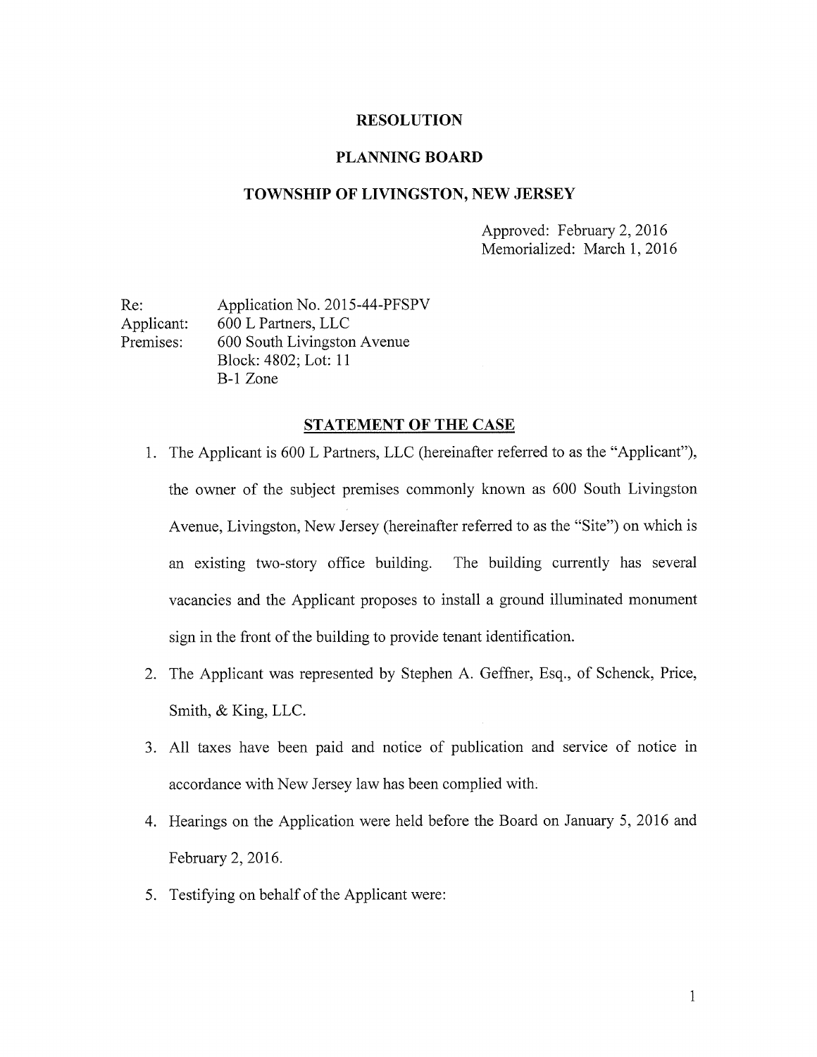**RESOLUTION**

**PLANNING BOARD**

**TOWNSHIP OF LIVINGSTON, NEW JERSEY**

Approved: February 2, 2016
Memorialized: March 1, 2016

Re: Application No. 2015-44-PFSPV
Applicant: 600 L Partners, LLC
Premises: 600 South Livingston Avenue
Block: 4802; Lot: 11
B-1 Zone

**STATEMENT OF THE CASE**

1. The Applicant is 600 L Partners, LLC (hereinafter referred to as the "Applicant"), the owner of the subject premises commonly known as 600 South Livingston Avenue, Livingston, New Jersey (hereinafter referred to as the "Site") on which is an existing two-story office building. The building currently has several vacancies and the Applicant proposes to install a ground illuminated monument sign in the front of the building to provide tenant identification.
2. The Applicant was represented by Stephen A. Geffner, Esq., of Schenck, Price, Smith, & King, LLC.
3. All taxes have been paid and notice of publication and service of notice in accordance with New Jersey law has been complied with.
4. Hearings on the Application were held before the Board on January 5, 2016 and February 2, 2016.
5. Testifying on behalf of the Applicant were: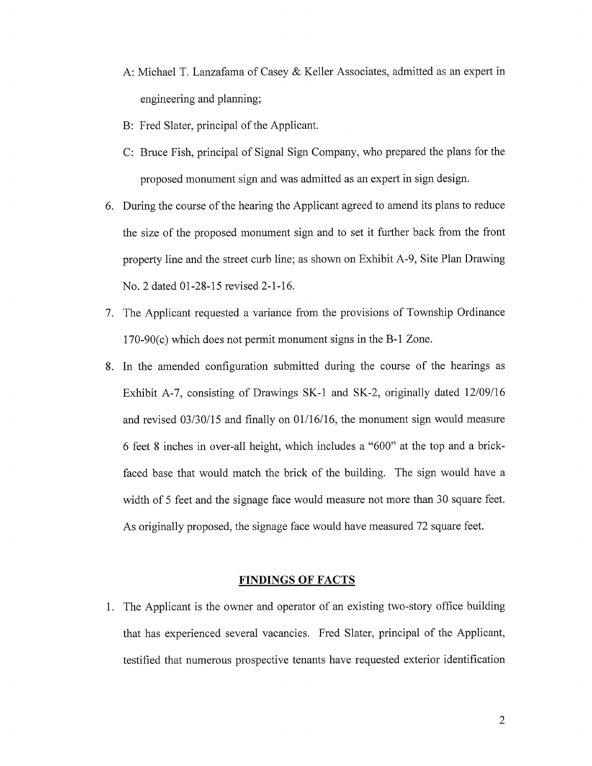A: Michael T. Lanzafama of Casey & Keller Associates, admitted as an expert in engineering and planning;

B: Fred Slater, principal of the Applicant.

C: Bruce Fish, principal of Signal Sign Company, who prepared the plans for the proposed monument sign and was admitted as an expert in sign design.

6. During the course of the hearing the Applicant agreed to amend its plans to reduce the size of the proposed monument sign and to set it further back from the front property line and the street curb line; as shown on Exhibit A-9, Site Plan Drawing No. 2 dated 01-28-15 revised 2-1-16.

7. The Applicant requested a variance from the provisions of Township Ordinance 170-90(c) which does not permit monument signs in the B-1 Zone.

8. In the amended configuration submitted during the course of the hearings as Exhibit A-7, consisting of Drawings SK-1 and SK-2, originally dated 12/09/16 and revised 03/30/15 and finally on 01/16/16, the monument sign would measure 6 feet 8 inches in over-all height, which includes a "600" at the top and a brick-faced base that would match the brick of the building. The sign would have a width of 5 feet and the signage face would measure not more than 30 square feet. As originally proposed, the signage face would have measured 72 square feet.

## FINDINGS OF FACTS

1. The Applicant is the owner and operator of an existing two-story office building that has experienced several vacancies. Fred Slater, principal of the Applicant, testified that numerous prospective tenants have requested exterior identification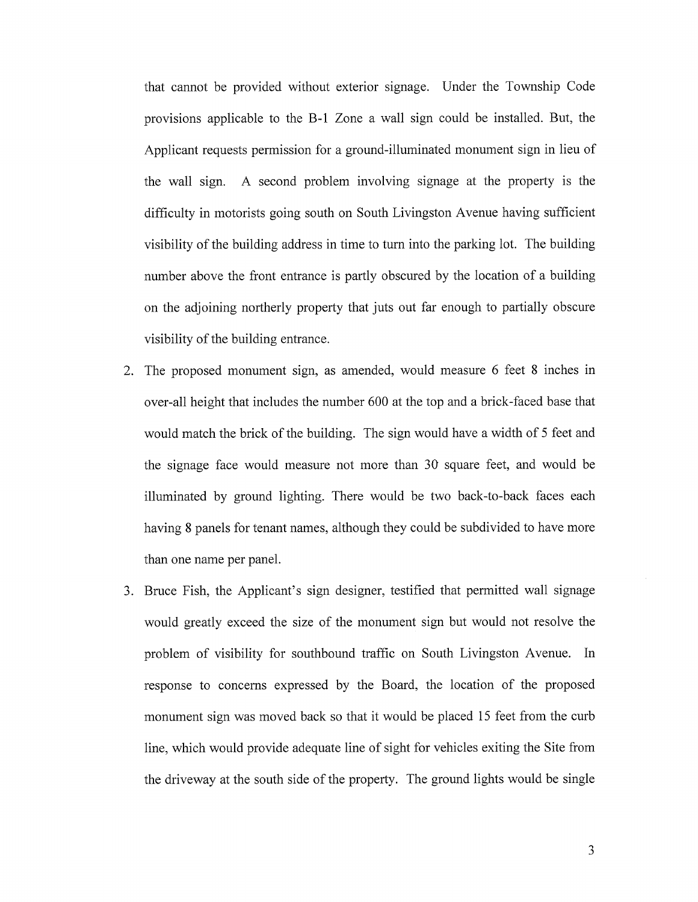that cannot be provided without exterior signage. Under the Township Code provisions applicable to the B-1 Zone a wall sign could be installed. But, the Applicant requests permission for a ground-illuminated monument sign in lieu of the wall sign. A second problem involving signage at the property is the difficulty in motorists going south on South Livingston Avenue having sufficient visibility of the building address in time to turn into the parking lot. The building number above the front entrance is partly obscured by the location of a building on the adjoining northerly property that juts out far enough to partially obscure visibility of the building entrance.

2. The proposed monument sign, as amended, would measure 6 feet 8 inches in over-all height that includes the number 600 at the top and a brick-faced base that would match the brick of the building. The sign would have a width of 5 feet and the signage face would measure not more than 30 square feet, and would be illuminated by ground lighting. There would be two back-to-back faces each having 8 panels for tenant names, although they could be subdivided to have more than one name per panel.

3. Bruce Fish, the Applicant's sign designer, testified that permitted wall signage would greatly exceed the size of the monument sign but would not resolve the problem of visibility for southbound traffic on South Livingston Avenue. In response to concerns expressed by the Board, the location of the proposed monument sign was moved back so that it would be placed 15 feet from the curb line, which would provide adequate line of sight for vehicles exiting the Site from the driveway at the south side of the property. The ground lights would be single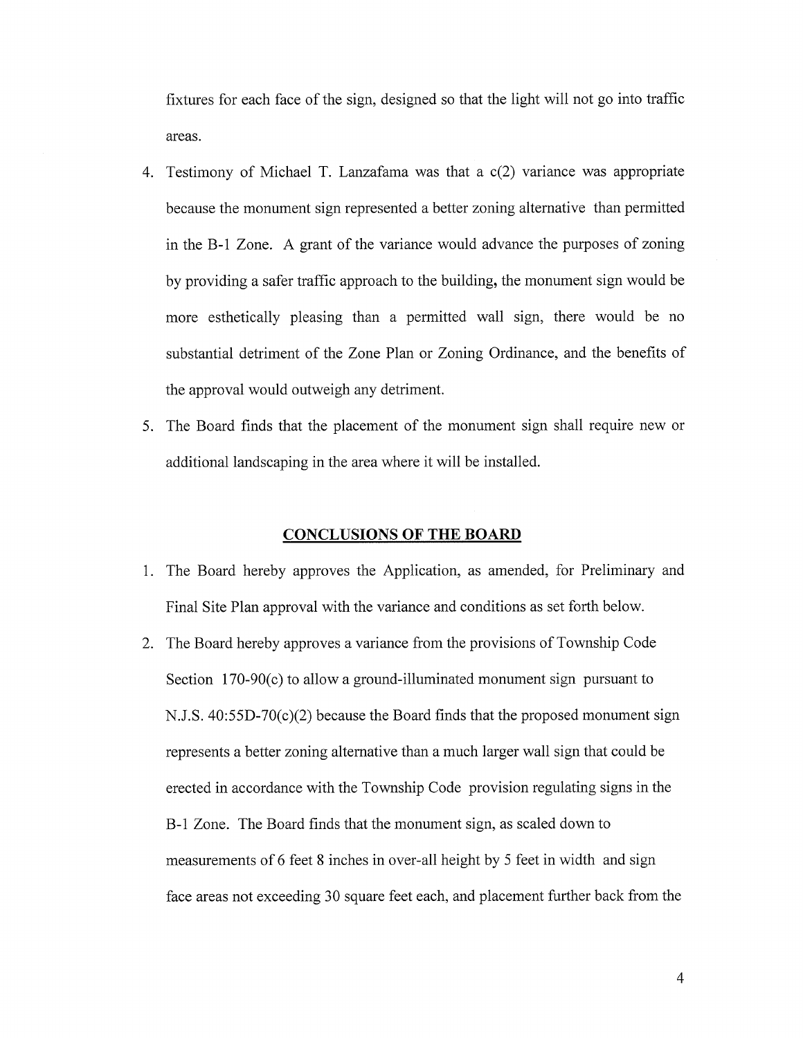fixtures for each face of the sign, designed so that the light will not go into traffic areas.

4. Testimony of Michael T. Lanzafama was that a c(2) variance was appropriate because the monument sign represented a better zoning alternative than permitted in the B-1 Zone. A grant of the variance would advance the purposes of zoning by providing a safer traffic approach to the building, the monument sign would be more esthetically pleasing than a permitted wall sign, there would be no substantial detriment of the Zone Plan or Zoning Ordinance, and the benefits of the approval would outweigh any detriment.
5. The Board finds that the placement of the monument sign shall require new or additional landscaping in the area where it will be installed.

## CONCLUSIONS OF THE BOARD

1. The Board hereby approves the Application, as amended, for Preliminary and Final Site Plan approval with the variance and conditions as set forth below.
2. The Board hereby approves a variance from the provisions of Township Code Section 170-90(c) to allow a ground-illuminated monument sign pursuant to N.J.S. 40:55D-70(c)(2) because the Board finds that the proposed monument sign represents a better zoning alternative than a much larger wall sign that could be erected in accordance with the Township Code provision regulating signs in the B-1 Zone. The Board finds that the monument sign, as scaled down to measurements of 6 feet 8 inches in over-all height by 5 feet in width and sign face areas not exceeding 30 square feet each, and placement further back from the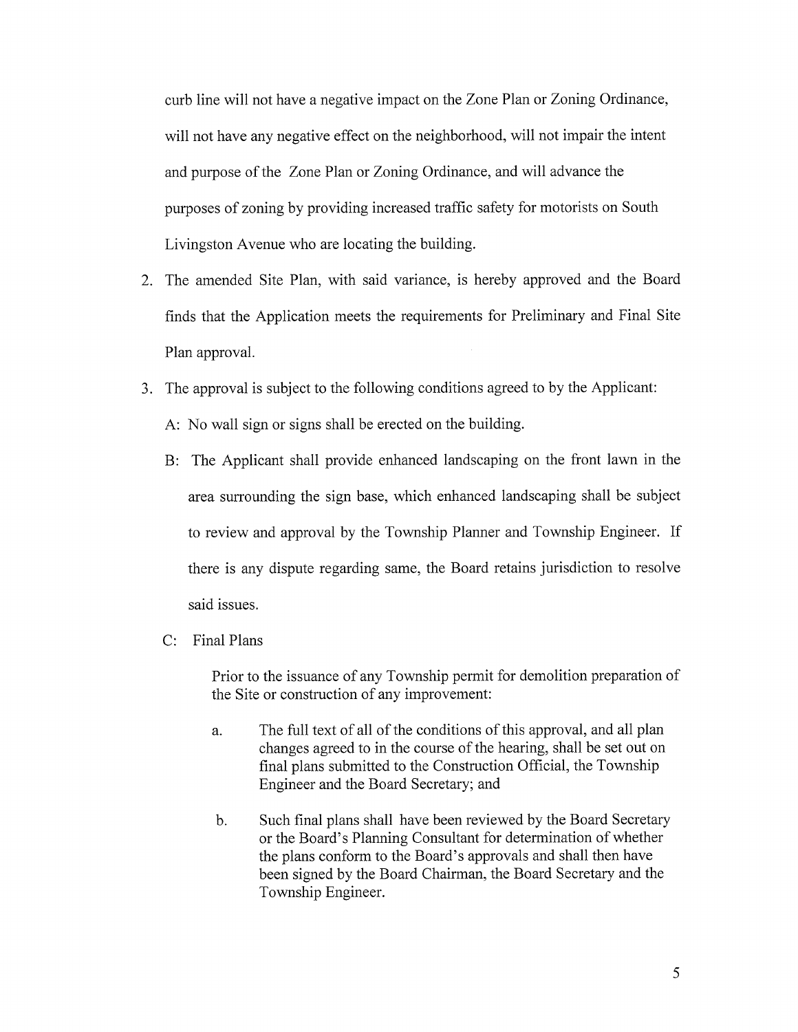curb line will not have a negative impact on the Zone Plan or Zoning Ordinance, will not have any negative effect on the neighborhood, will not impair the intent and purpose of the Zone Plan or Zoning Ordinance, and will advance the purposes of zoning by providing increased traffic safety for motorists on South Livingston Avenue who are locating the building.

2. The amended Site Plan, with said variance, is hereby approved and the Board finds that the Application meets the requirements for Preliminary and Final Site Plan approval.

3. The approval is subject to the following conditions agreed to by the Applicant:

   A: No wall sign or signs shall be erected on the building.

   B: The Applicant shall provide enhanced landscaping on the front lawn in the area surrounding the sign base, which enhanced landscaping shall be subject to review and approval by the Township Planner and Township Engineer. If there is any dispute regarding same, the Board retains jurisdiction to resolve said issues.

   C: Final Plans

   Prior to the issuance of any Township permit for demolition preparation of the Site or construction of any improvement:

   a. The full text of all of the conditions of this approval, and all plan changes agreed to in the course of the hearing, shall be set out on final plans submitted to the Construction Official, the Township Engineer and the Board Secretary; and

   b. Such final plans shall have been reviewed by the Board Secretary or the Board's Planning Consultant for determination of whether the plans conform to the Board's approvals and shall then have been signed by the Board Chairman, the Board Secretary and the Township Engineer.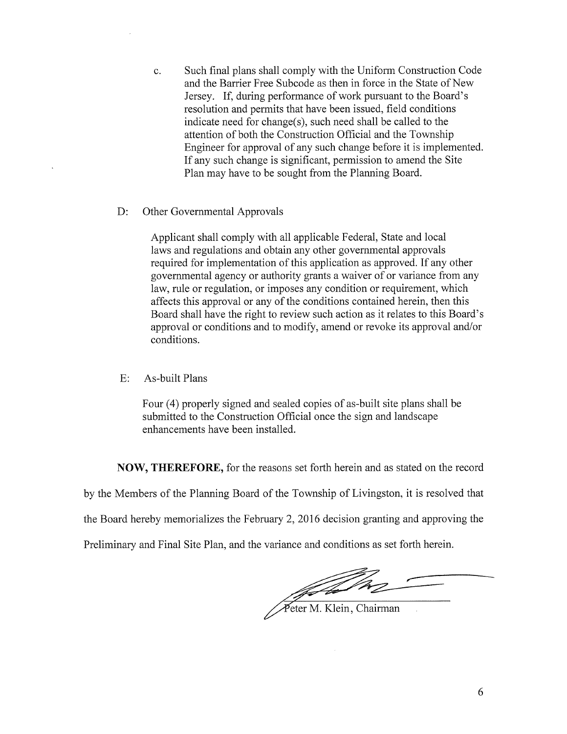c. Such final plans shall comply with the Uniform Construction Code and the Barrier Free Subcode as then in force in the State of New Jersey. If, during performance of work pursuant to the Board's resolution and permits that have been issued, field conditions indicate need for change(s), such need shall be called to the attention of both the Construction Official and the Township Engineer for approval of any such change before it is implemented. If any such change is significant, permission to amend the Site Plan may have to be sought from the Planning Board.

D: Other Governmental Approvals

Applicant shall comply with all applicable Federal, State and local laws and regulations and obtain any other governmental approvals required for implementation of this application as approved. If any other governmental agency or authority grants a waiver of or variance from any law, rule or regulation, or imposes any condition or requirement, which affects this approval or any of the conditions contained herein, then this Board shall have the right to review such action as it relates to this Board's approval or conditions and to modify, amend or revoke its approval and/or conditions.

E: As-built Plans

Four (4) properly signed and sealed copies of as-built site plans shall be submitted to the Construction Official once the sign and landscape enhancements have been installed.

**NOW, THEREFORE,** for the reasons set forth herein and as stated on the record by the Members of the Planning Board of the Township of Livingston, it is resolved that the Board hereby memorializes the February 2, 2016 decision granting and approving the Preliminary and Final Site Plan, and the variance and conditions as set forth herein.

Peter M. Klein, Chairman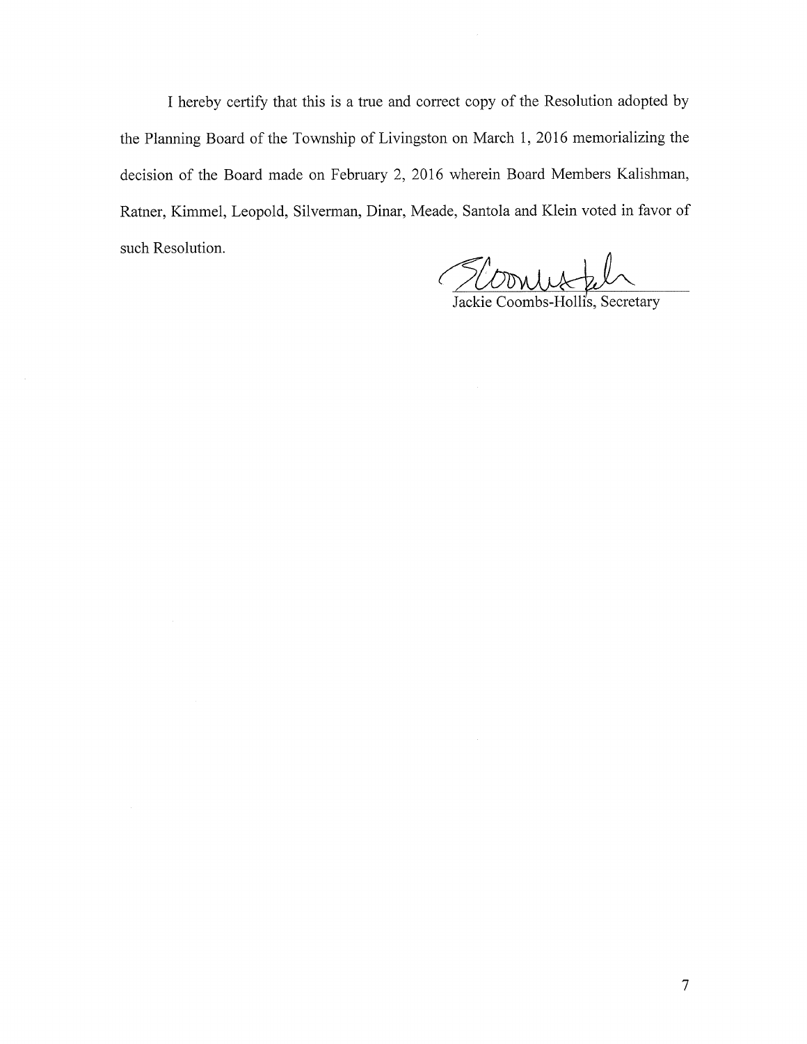I hereby certify that this is a true and correct copy of the Resolution adopted by the Planning Board of the Township of Livingston on March 1, 2016 memorializing the decision of the Board made on February 2, 2016 wherein Board Members Kalishman, Ratner, Kimmel, Leopold, Silverman, Dinar, Meade, Santola and Klein voted in favor of such Resolution.

Jackie Coombs-Hollis, Secretary